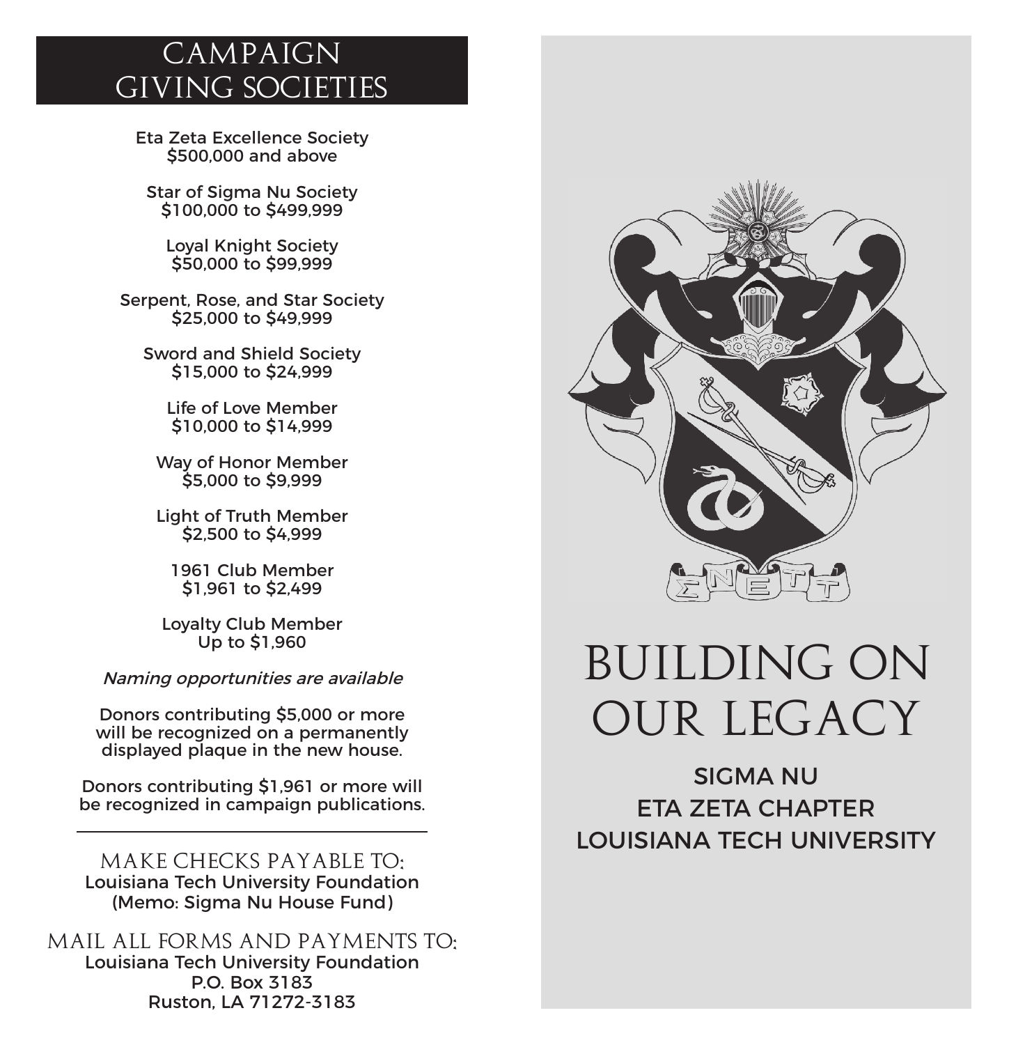# CAMPAIGN GIVING SOCIETIES

Eta Zeta Excellence Society
$500,000 and above

Star of Sigma Nu Society
$100,000 to $499,999

Loyal Knight Society
$50,000 to $99,999

Serpent, Rose, and Star Society
$25,000 to $49,999

Sword and Shield Society
$15,000 to $24,999

Life of Love Member
$10,000 to $14,999

Way of Honor Member
$5,000 to $9,999

Light of Truth Member
$2,500 to $4,999

1961 Club Member
$1,961 to $2,499

Loyalty Club Member
Up to $1,960

*Naming opportunities are available*

Donors contributing $5,000 or more will be recognized on a permanently displayed plaque in the new house.

Donors contributing $1,961 or more will be recognized in campaign publications.

---

MAKE CHECKS PAYABLE TO:
Louisiana Tech University Foundation
(Memo: Sigma Nu House Fund)

MAIL ALL FORMS AND PAYMENTS TO:
Louisiana Tech University Foundation
P.O. Box 3183
Ruston, LA 71272-3183

# BUILDING ON OUR LEGACY

SIGMA NU
ETA ZETA CHAPTER
LOUISIANA TECH UNIVERSITY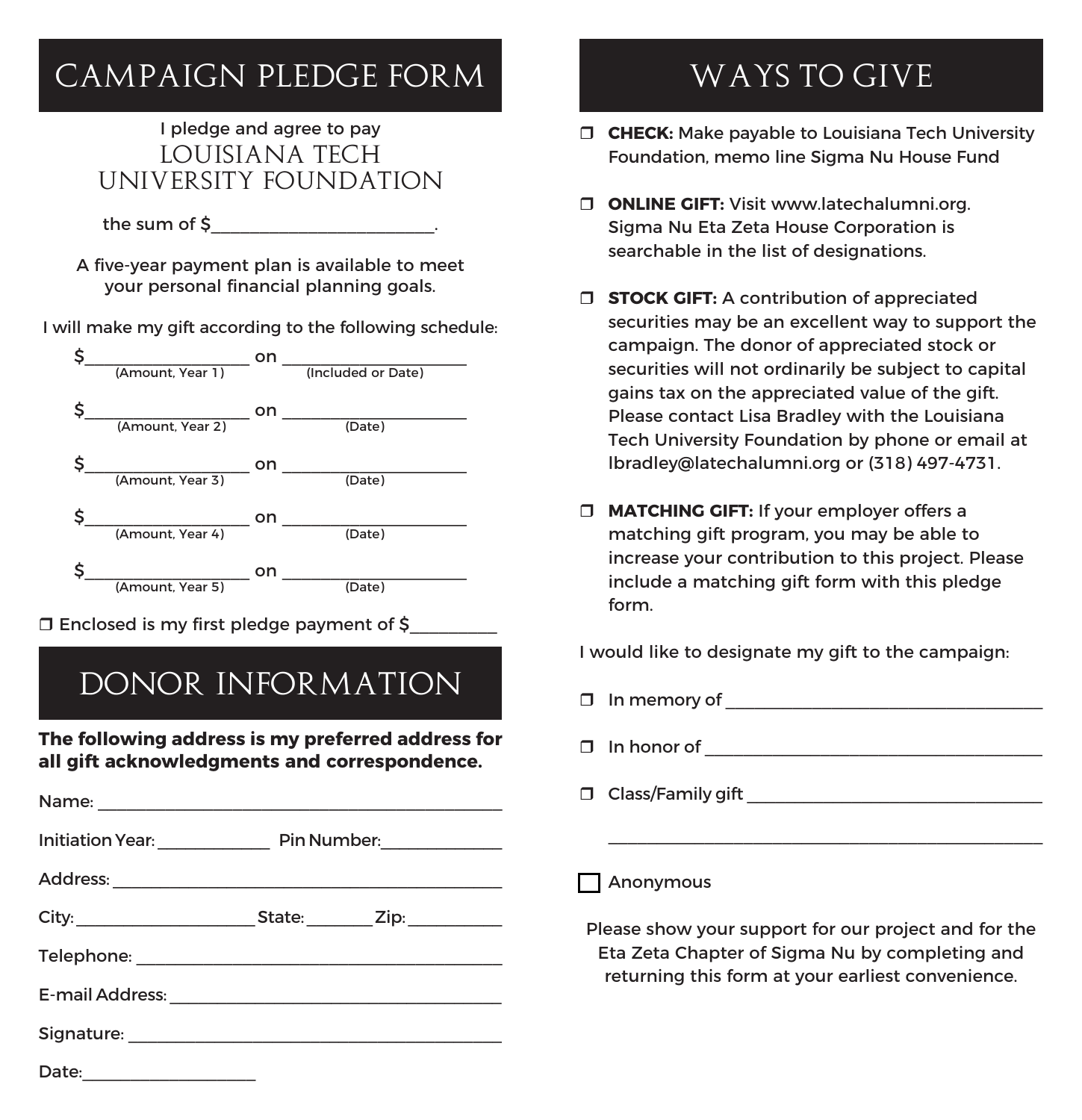## CAMPAIGN PLEDGE FORM

I pledge and agree to pay
LOUISIANA TECH
UNIVERSITY FOUNDATION

the sum of $________________________.

A five-year payment plan is available to meet your personal financial planning goals.

I will make my gift according to the following schedule:

$_________________ on ____________________
(Amount, Year 1) (Included or Date)

$_________________ on ____________________
(Amount, Year 2) (Date)

$_________________ on ____________________
(Amount, Year 3) (Date)

$_________________ on ____________________
(Amount, Year 4) (Date)

$_________________ on ____________________
(Amount, Year 5) (Date)

❒ Enclosed is my first pledge payment of $_________

## DONOR INFORMATION

**The following address is my preferred address for all gift acknowledgments and correspondence.**

Name: ____________________________________________

Initiation Year: ____________ Pin Number: ____________

Address: __________________________________________

City: ___________________ State: _______ Zip: __________

Telephone: ________________________________________

E-mail Address: ____________________________________

Signature: _________________________________________

Date: ___________________

## WAYS TO GIVE

❒ **CHECK:** Make payable to Louisiana Tech University Foundation, memo line Sigma Nu House Fund

❒ **ONLINE GIFT:** Visit www.latechalumni.org. Sigma Nu Eta Zeta House Corporation is searchable in the list of designations.

❒ **STOCK GIFT:** A contribution of appreciated securities may be an excellent way to support the campaign. The donor of appreciated stock or securities will not ordinarily be subject to capital gains tax on the appreciated value of the gift. Please contact Lisa Bradley with the Louisiana Tech University Foundation by phone or email at lbradley@latechalumni.org or (318) 497-4731.

❒ **MATCHING GIFT:** If your employer offers a matching gift program, you may be able to increase your contribution to this project. Please include a matching gift form with this pledge form.

I would like to designate my gift to the campaign:

❒ In memory of ___________________________________

❒ In honor of _____________________________________

❒ Class/Family gift ________________________________

_______________________________________________

☐ Anonymous

Please show your support for our project and for the Eta Zeta Chapter of Sigma Nu by completing and returning this form at your earliest convenience.